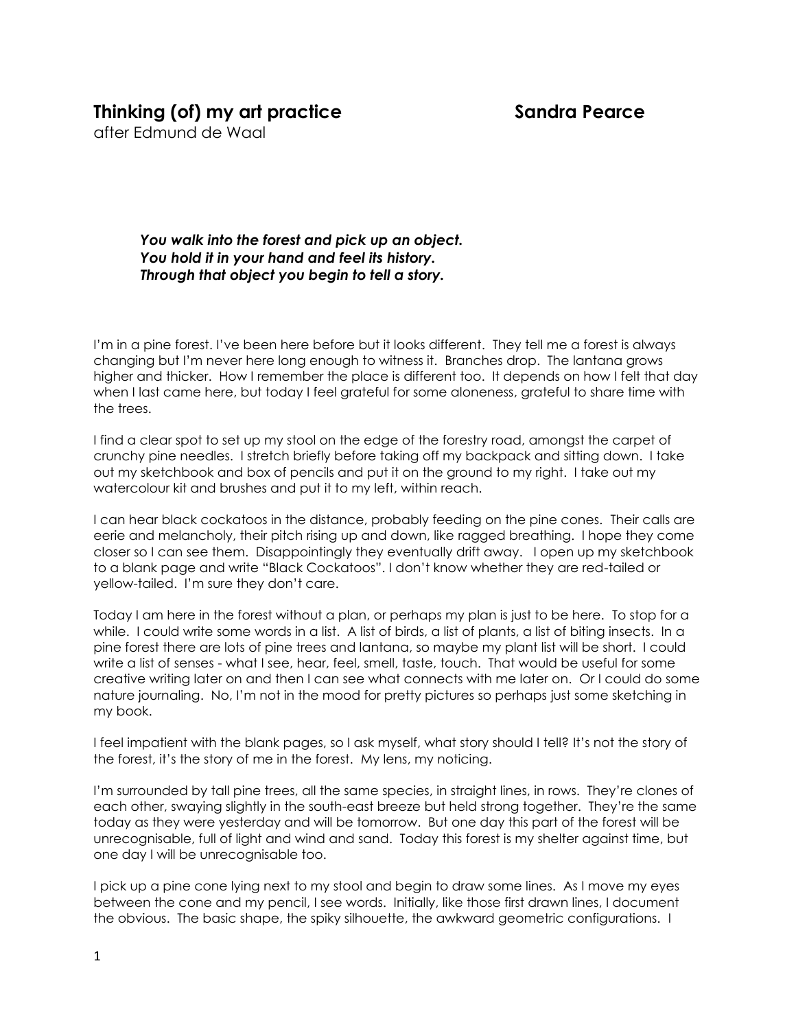# Thinking (of) my art practice Sandra Pearce

after Edmund de Waal

***You walk into the forest and pick up an object.***
***You hold it in your hand and feel its history.***
***Through that object you begin to tell a story.***

I'm in a pine forest. I've been here before but it looks different. They tell me a forest is always changing but I'm never here long enough to witness it. Branches drop. The lantana grows higher and thicker. How I remember the place is different too. It depends on how I felt that day when I last came here, but today I feel grateful for some aloneness, grateful to share time with the trees.

I find a clear spot to set up my stool on the edge of the forestry road, amongst the carpet of crunchy pine needles. I stretch briefly before taking off my backpack and sitting down. I take out my sketchbook and box of pencils and put it on the ground to my right. I take out my watercolour kit and brushes and put it to my left, within reach.

I can hear black cockatoos in the distance, probably feeding on the pine cones. Their calls are eerie and melancholy, their pitch rising up and down, like ragged breathing. I hope they come closer so I can see them. Disappointingly they eventually drift away. I open up my sketchbook to a blank page and write "Black Cockatoos". I don't know whether they are red-tailed or yellow-tailed. I'm sure they don't care.

Today I am here in the forest without a plan, or perhaps my plan is just to be here. To stop for a while. I could write some words in a list. A list of birds, a list of plants, a list of biting insects. In a pine forest there are lots of pine trees and lantana, so maybe my plant list will be short. I could write a list of senses - what I see, hear, feel, smell, taste, touch. That would be useful for some creative writing later on and then I can see what connects with me later on. Or I could do some nature journaling. No, I'm not in the mood for pretty pictures so perhaps just some sketching in my book.

I feel impatient with the blank pages, so I ask myself, what story should I tell? It's not the story of the forest, it's the story of me in the forest. My lens, my noticing.

I'm surrounded by tall pine trees, all the same species, in straight lines, in rows. They're clones of each other, swaying slightly in the south-east breeze but held strong together. They're the same today as they were yesterday and will be tomorrow. But one day this part of the forest will be unrecognisable, full of light and wind and sand. Today this forest is my shelter against time, but one day I will be unrecognisable too.

I pick up a pine cone lying next to my stool and begin to draw some lines. As I move my eyes between the cone and my pencil, I see words. Initially, like those first drawn lines, I document the obvious. The basic shape, the spiky silhouette, the awkward geometric configurations. I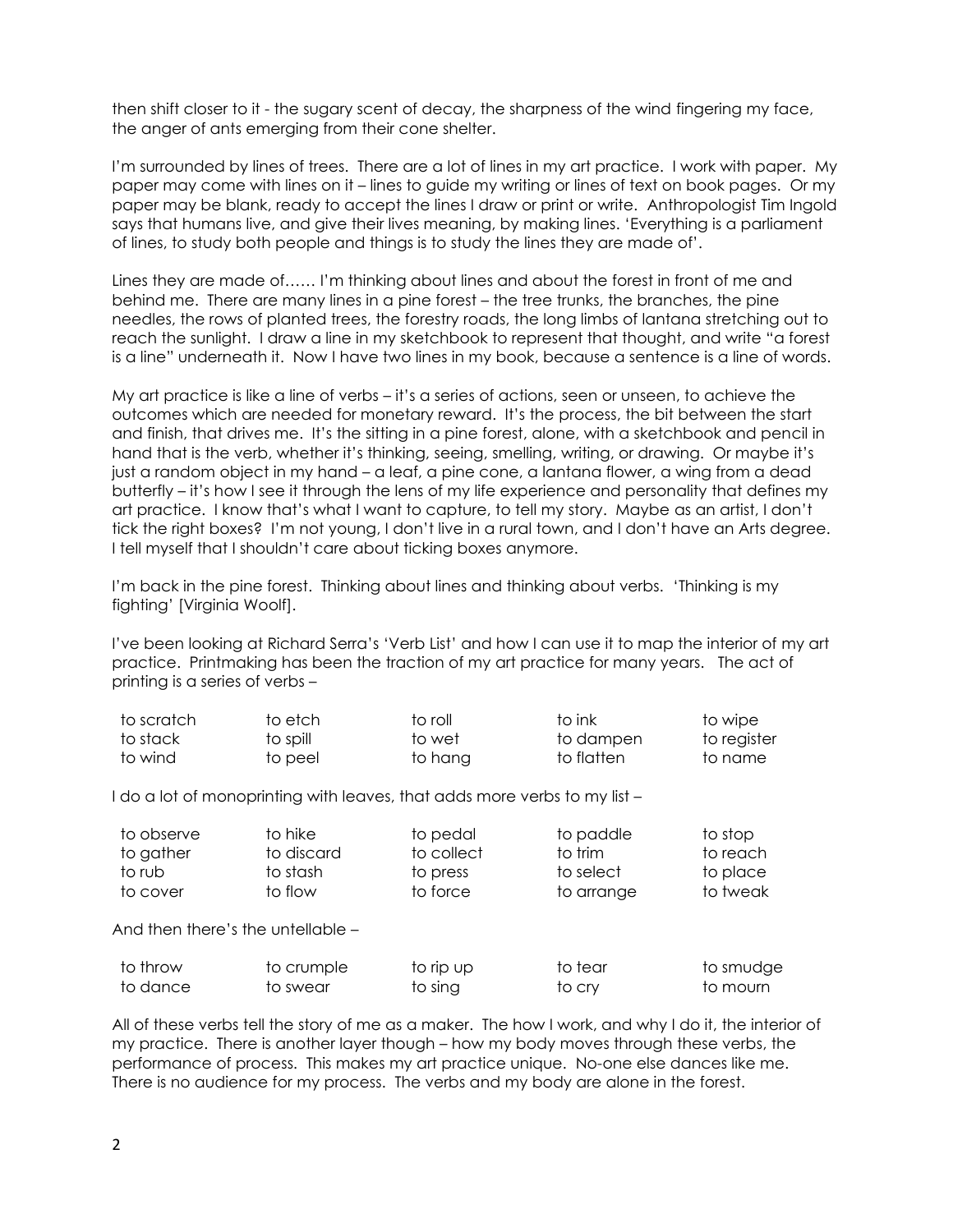then shift closer to it - the sugary scent of decay, the sharpness of the wind fingering my face, the anger of ants emerging from their cone shelter.

I'm surrounded by lines of trees. There are a lot of lines in my art practice. I work with paper. My paper may come with lines on it – lines to guide my writing or lines of text on book pages. Or my paper may be blank, ready to accept the lines I draw or print or write. Anthropologist Tim Ingold says that humans live, and give their lives meaning, by making lines. 'Everything is a parliament of lines, to study both people and things is to study the lines they are made of'.

Lines they are made of…… I'm thinking about lines and about the forest in front of me and behind me. There are many lines in a pine forest – the tree trunks, the branches, the pine needles, the rows of planted trees, the forestry roads, the long limbs of lantana stretching out to reach the sunlight. I draw a line in my sketchbook to represent that thought, and write "a forest is a line" underneath it. Now I have two lines in my book, because a sentence is a line of words.

My art practice is like a line of verbs – it's a series of actions, seen or unseen, to achieve the outcomes which are needed for monetary reward. It's the process, the bit between the start and finish, that drives me. It's the sitting in a pine forest, alone, with a sketchbook and pencil in hand that is the verb, whether it's thinking, seeing, smelling, writing, or drawing. Or maybe it's just a random object in my hand – a leaf, a pine cone, a lantana flower, a wing from a dead butterfly – it's how I see it through the lens of my life experience and personality that defines my art practice. I know that's what I want to capture, to tell my story. Maybe as an artist, I don't tick the right boxes? I'm not young, I don't live in a rural town, and I don't have an Arts degree. I tell myself that I shouldn't care about ticking boxes anymore.

I'm back in the pine forest. Thinking about lines and thinking about verbs. 'Thinking is my fighting' [Virginia Woolf].

I've been looking at Richard Serra's 'Verb List' and how I can use it to map the interior of my art practice. Printmaking has been the traction of my art practice for many years. The act of printing is a series of verbs –

| | | | | |
|---|---|---|---|---|
| to scratch | to etch | to roll | to ink | to wipe |
| to stack | to spill | to wet | to dampen | to register |
| to wind | to peel | to hang | to flatten | to name |

I do a lot of monoprinting with leaves, that adds more verbs to my list –

| | | | | |
|---|---|---|---|---|
| to observe | to hike | to pedal | to paddle | to stop |
| to gather | to discard | to collect | to trim | to reach |
| to rub | to stash | to press | to select | to place |
| to cover | to flow | to force | to arrange | to tweak |

And then there's the untellable –

| | | | | |
|---|---|---|---|---|
| to throw | to crumple | to rip up | to tear | to smudge |
| to dance | to swear | to sing | to cry | to mourn |

All of these verbs tell the story of me as a maker. The how I work, and why I do it, the interior of my practice. There is another layer though – how my body moves through these verbs, the performance of process. This makes my art practice unique. No-one else dances like me. There is no audience for my process. The verbs and my body are alone in the forest.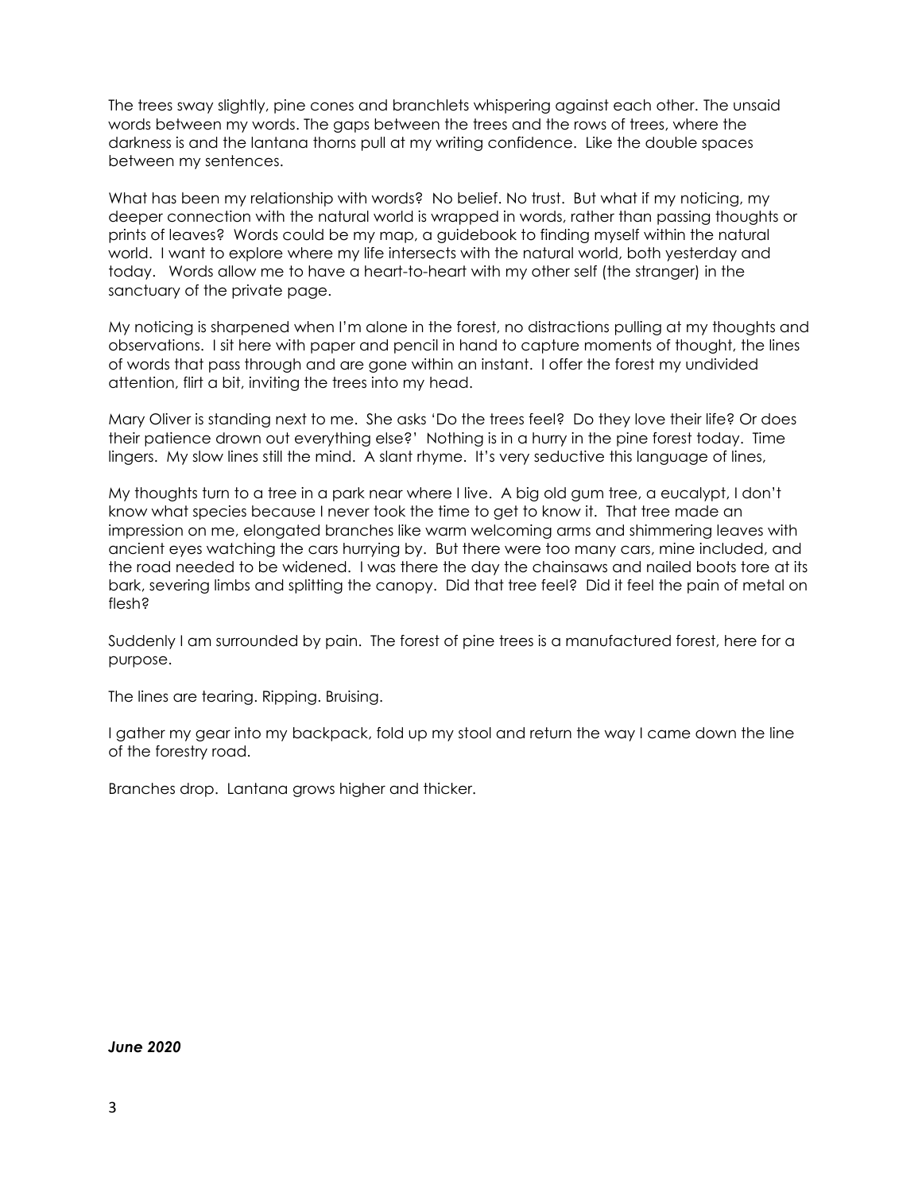The trees sway slightly, pine cones and branchlets whispering against each other. The unsaid words between my words. The gaps between the trees and the rows of trees, where the darkness is and the lantana thorns pull at my writing confidence. Like the double spaces between my sentences.

What has been my relationship with words? No belief. No trust. But what if my noticing, my deeper connection with the natural world is wrapped in words, rather than passing thoughts or prints of leaves? Words could be my map, a guidebook to finding myself within the natural world. I want to explore where my life intersects with the natural world, both yesterday and today. Words allow me to have a heart-to-heart with my other self (the stranger) in the sanctuary of the private page.

My noticing is sharpened when I'm alone in the forest, no distractions pulling at my thoughts and observations. I sit here with paper and pencil in hand to capture moments of thought, the lines of words that pass through and are gone within an instant. I offer the forest my undivided attention, flirt a bit, inviting the trees into my head.

Mary Oliver is standing next to me. She asks 'Do the trees feel? Do they love their life? Or does their patience drown out everything else?' Nothing is in a hurry in the pine forest today. Time lingers. My slow lines still the mind. A slant rhyme. It's very seductive this language of lines,

My thoughts turn to a tree in a park near where I live. A big old gum tree, a eucalypt, I don't know what species because I never took the time to get to know it. That tree made an impression on me, elongated branches like warm welcoming arms and shimmering leaves with ancient eyes watching the cars hurrying by. But there were too many cars, mine included, and the road needed to be widened. I was there the day the chainsaws and nailed boots tore at its bark, severing limbs and splitting the canopy. Did that tree feel? Did it feel the pain of metal on flesh?

Suddenly I am surrounded by pain. The forest of pine trees is a manufactured forest, here for a purpose.

The lines are tearing. Ripping. Bruising.

I gather my gear into my backpack, fold up my stool and return the way I came down the line of the forestry road.

Branches drop. Lantana grows higher and thicker.

***June 2020***